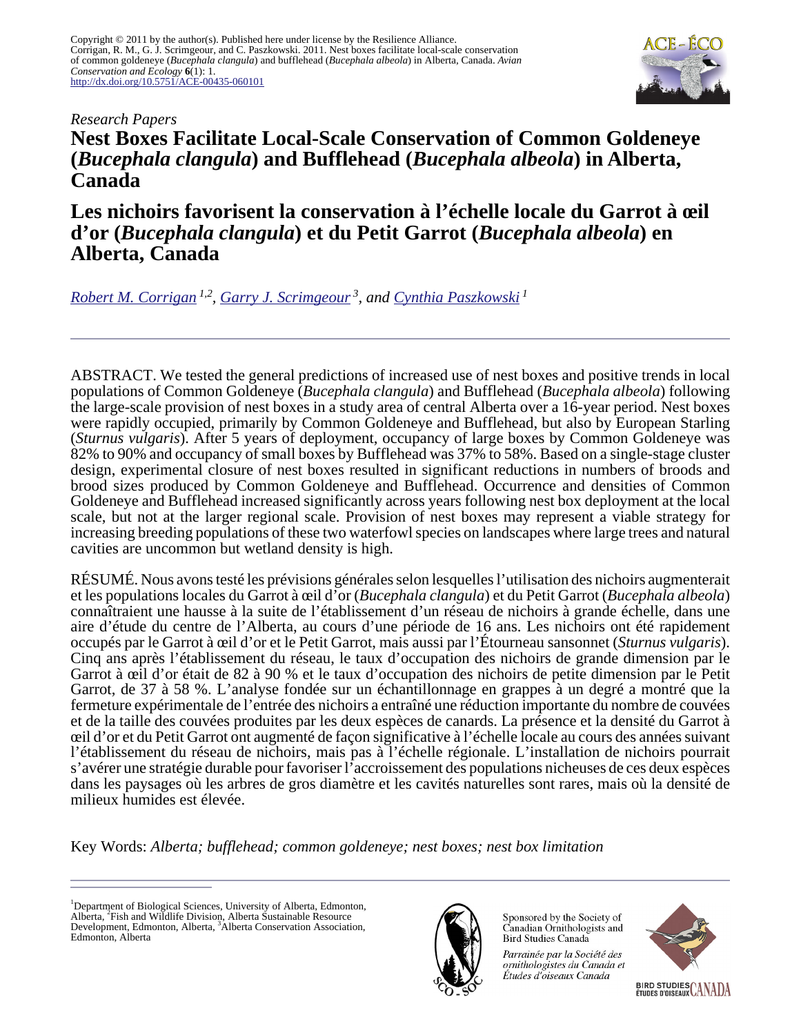Copyright © 2011 by the author(s). Published here under license by the Resilience Alliance.
Corrigan, R. M., G. J. Scrimgeour, and C. Paszkowski. 2011. Nest boxes facilitate local-scale conservation of common goldeneye (*Bucephala clangula*) and bufflehead (*Bucephala albeola*) in Alberta, Canada. *Avian Conservation and Ecology* **6**(1): 1.
http://dx.doi.org/10.5751/ACE-00435-060101

*Research Papers*

# Nest Boxes Facilitate Local-Scale Conservation of Common Goldeneye (*Bucephala clangula*) and Bufflehead (*Bucephala albeola*) in Alberta, Canada

# Les nichoirs favorisent la conservation à l'échelle locale du Garrot à œil d'or (*Bucephala clangula*) et du Petit Garrot (*Bucephala albeola*) en Alberta, Canada

*Robert M. Corrigan* [1,2], *Garry J. Scrimgeour* [3], *and Cynthia Paszkowski* [1]

---

ABSTRACT. We tested the general predictions of increased use of nest boxes and positive trends in local populations of Common Goldeneye (*Bucephala clangula*) and Bufflehead (*Bucephala albeola*) following the large-scale provision of nest boxes in a study area of central Alberta over a 16-year period. Nest boxes were rapidly occupied, primarily by Common Goldeneye and Bufflehead, but also by European Starling (*Sturnus vulgaris*). After 5 years of deployment, occupancy of large boxes by Common Goldeneye was 82% to 90% and occupancy of small boxes by Bufflehead was 37% to 58%. Based on a single-stage cluster design, experimental closure of nest boxes resulted in significant reductions in numbers of broods and brood sizes produced by Common Goldeneye and Bufflehead. Occurrence and densities of Common Goldeneye and Bufflehead increased significantly across years following nest box deployment at the local scale, but not at the larger regional scale. Provision of nest boxes may represent a viable strategy for increasing breeding populations of these two waterfowl species on landscapes where large trees and natural cavities are uncommon but wetland density is high.

RÉSUMÉ. Nous avons testé les prévisions générales selon lesquelles l'utilisation des nichoirs augmenterait et les populations locales du Garrot à œil d'or (*Bucephala clangula*) et du Petit Garrot (*Bucephala albeola*) connaîtraient une hausse à la suite de l'établissement d'un réseau de nichoirs à grande échelle, dans une aire d'étude du centre de l'Alberta, au cours d'une période de 16 ans. Les nichoirs ont été rapidement occupés par le Garrot à œil d'or et le Petit Garrot, mais aussi par l'Étourneau sansonnet (*Sturnus vulgaris*). Cinq ans après l'établissement du réseau, le taux d'occupation des nichoirs de grande dimension par le Garrot à œil d'or était de 82 à 90 % et le taux d'occupation des nichoirs de petite dimension par le Petit Garrot, de 37 à 58 %. L'analyse fondée sur un échantillonnage en grappes à un degré a montré que la fermeture expérimentale de l'entrée des nichoirs a entraîné une réduction importante du nombre de couvées et de la taille des couvées produites par les deux espèces de canards. La présence et la densité du Garrot à œil d'or et du Petit Garrot ont augmenté de façon significative à l'échelle locale au cours des années suivant l'établissement du réseau de nichoirs, mais pas à l'échelle régionale. L'installation de nichoirs pourrait s'avérer une stratégie durable pour favoriser l'accroissement des populations nicheuses de ces deux espèces dans les paysages où les arbres de gros diamètre et les cavités naturelles sont rares, mais où la densité de milieux humides est élevée.

Key Words: *Alberta; bufflehead; common goldeneye; nest boxes; nest box limitation*

---

[1]Department of Biological Sciences, University of Alberta, Edmonton, Alberta, [2]Fish and Wildlife Division, Alberta Sustainable Resource Development, Edmonton, Alberta, [3]Alberta Conservation Association, Edmonton, Alberta

Sponsored by the Society of Canadian Ornithologists and Bird Studies Canada

*Parrainée par la Société des ornithologistes du Canada et Études d'oiseaux Canada*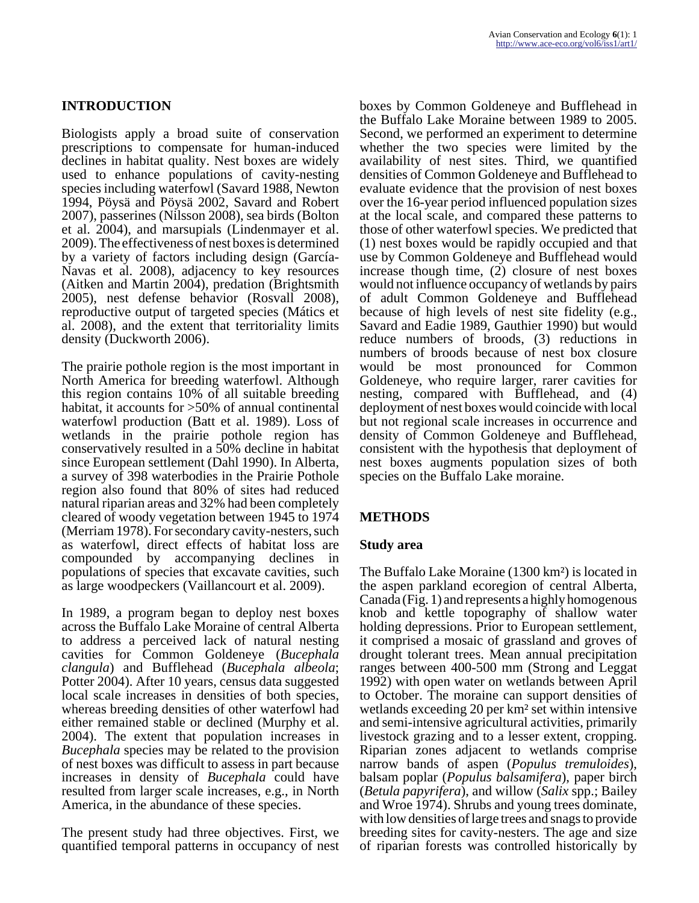## INTRODUCTION

Biologists apply a broad suite of conservation prescriptions to compensate for human-induced declines in habitat quality. Nest boxes are widely used to enhance populations of cavity-nesting species including waterfowl (Savard 1988, Newton 1994, Pöysä and Pöysä 2002, Savard and Robert 2007), passerines (Nilsson 2008), sea birds (Bolton et al. 2004), and marsupials (Lindenmayer et al. 2009). The effectiveness of nest boxes is determined by a variety of factors including design (García-Navas et al. 2008), adjacency to key resources (Aitken and Martin 2004), predation (Brightsmith 2005), nest defense behavior (Rosvall 2008), reproductive output of targeted species (Mátics et al. 2008), and the extent that territoriality limits density (Duckworth 2006).

The prairie pothole region is the most important in North America for breeding waterfowl. Although this region contains 10% of all suitable breeding habitat, it accounts for >50% of annual continental waterfowl production (Batt et al. 1989). Loss of wetlands in the prairie pothole region has conservatively resulted in a 50% decline in habitat since European settlement (Dahl 1990). In Alberta, a survey of 398 waterbodies in the Prairie Pothole region also found that 80% of sites had reduced natural riparian areas and 32% had been completely cleared of woody vegetation between 1945 to 1974 (Merriam 1978). For secondary cavity-nesters, such as waterfowl, direct effects of habitat loss are compounded by accompanying declines in populations of species that excavate cavities, such as large woodpeckers (Vaillancourt et al. 2009).

In 1989, a program began to deploy nest boxes across the Buffalo Lake Moraine of central Alberta to address a perceived lack of natural nesting cavities for Common Goldeneye (*Bucephala clangula*) and Bufflehead (*Bucephala albeola*; Potter 2004). After 10 years, census data suggested local scale increases in densities of both species, whereas breeding densities of other waterfowl had either remained stable or declined (Murphy et al. 2004). The extent that population increases in *Bucephala* species may be related to the provision of nest boxes was difficult to assess in part because increases in density of *Bucephala* could have resulted from larger scale increases, e.g., in North America, in the abundance of these species.

The present study had three objectives. First, we quantified temporal patterns in occupancy of nest boxes by Common Goldeneye and Bufflehead in the Buffalo Lake Moraine between 1989 to 2005. Second, we performed an experiment to determine whether the two species were limited by the availability of nest sites. Third, we quantified densities of Common Goldeneye and Bufflehead to evaluate evidence that the provision of nest boxes over the 16-year period influenced population sizes at the local scale, and compared these patterns to those of other waterfowl species. We predicted that (1) nest boxes would be rapidly occupied and that use by Common Goldeneye and Bufflehead would increase though time, (2) closure of nest boxes would not influence occupancy of wetlands by pairs of adult Common Goldeneye and Bufflehead because of high levels of nest site fidelity (e.g., Savard and Eadie 1989, Gauthier 1990) but would reduce numbers of broods, (3) reductions in numbers of broods because of nest box closure would be most pronounced for Common Goldeneye, who require larger, rarer cavities for nesting, compared with Bufflehead, and (4) deployment of nest boxes would coincide with local but not regional scale increases in occurrence and density of Common Goldeneye and Bufflehead, consistent with the hypothesis that deployment of nest boxes augments population sizes of both species on the Buffalo Lake moraine.

## METHODS

### Study area

The Buffalo Lake Moraine (1300 km²) is located in the aspen parkland ecoregion of central Alberta, Canada (Fig. 1) and represents a highly homogenous knob and kettle topography of shallow water holding depressions. Prior to European settlement, it comprised a mosaic of grassland and groves of drought tolerant trees. Mean annual precipitation ranges between 400-500 mm (Strong and Leggat 1992) with open water on wetlands between April to October. The moraine can support densities of wetlands exceeding 20 per km² set within intensive and semi-intensive agricultural activities, primarily livestock grazing and to a lesser extent, cropping. Riparian zones adjacent to wetlands comprise narrow bands of aspen (*Populus tremuloides*), balsam poplar (*Populus balsamifera*), paper birch (*Betula papyrifera*), and willow (*Salix* spp.; Bailey and Wroe 1974). Shrubs and young trees dominate, with low densities of large trees and snags to provide breeding sites for cavity-nesters. The age and size of riparian forests was controlled historically by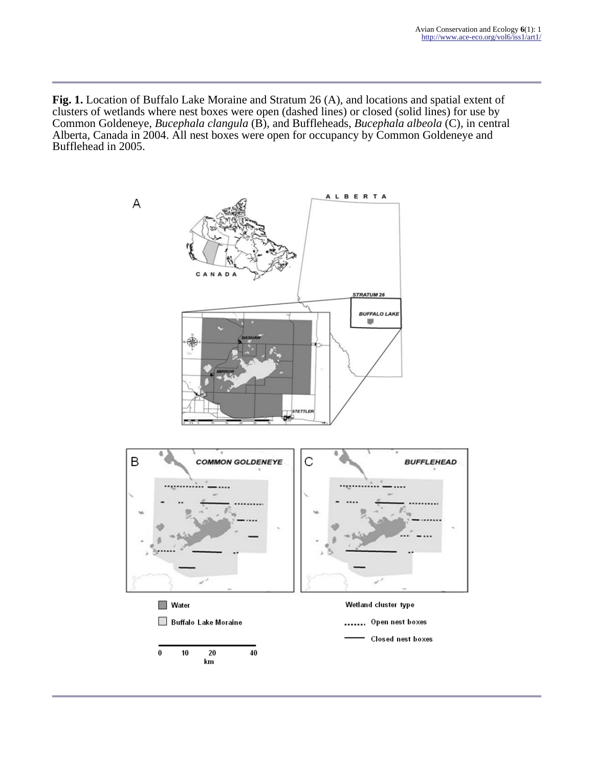**Fig. 1.** Location of Buffalo Lake Moraine and Stratum 26 (A), and locations and spatial extent of clusters of wetlands where nest boxes were open (dashed lines) or closed (solid lines) for use by Common Goldeneye, *Bucephala clangula* (B), and Buffleheads, *Bucephala albeola* (C), in central Alberta, Canada in 2004. All nest boxes were open for occupancy by Common Goldeneye and Bufflehead in 2005.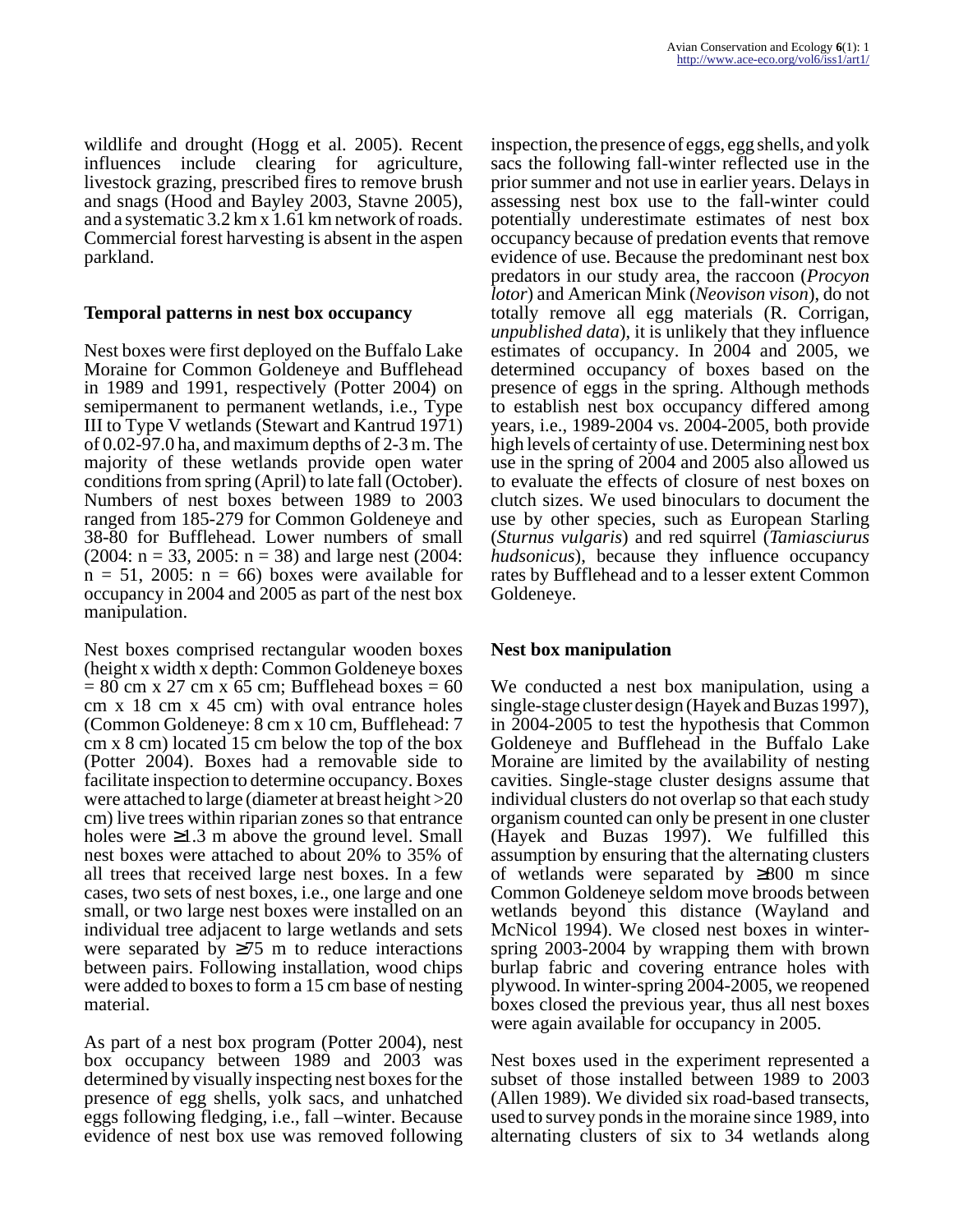wildlife and drought (Hogg et al. 2005). Recent influences include clearing for agriculture, livestock grazing, prescribed fires to remove brush and snags (Hood and Bayley 2003, Stavne 2005), and a systematic 3.2 km x 1.61 km network of roads. Commercial forest harvesting is absent in the aspen parkland.

### Temporal patterns in nest box occupancy

Nest boxes were first deployed on the Buffalo Lake Moraine for Common Goldeneye and Bufflehead in 1989 and 1991, respectively (Potter 2004) on semipermanent to permanent wetlands, i.e., Type III to Type V wetlands (Stewart and Kantrud 1971) of 0.02-97.0 ha, and maximum depths of 2-3 m. The majority of these wetlands provide open water conditions from spring (April) to late fall (October). Numbers of nest boxes between 1989 to 2003 ranged from 185-279 for Common Goldeneye and 38-80 for Bufflehead. Lower numbers of small (2004: n = 33, 2005: n = 38) and large nest (2004: n = 51, 2005: n = 66) boxes were available for occupancy in 2004 and 2005 as part of the nest box manipulation.

Nest boxes comprised rectangular wooden boxes (height x width x depth: Common Goldeneye boxes = 80 cm x 27 cm x 65 cm; Bufflehead boxes = 60 cm x 18 cm x 45 cm) with oval entrance holes (Common Goldeneye: 8 cm x 10 cm, Bufflehead: 7 cm x 8 cm) located 15 cm below the top of the box (Potter 2004). Boxes had a removable side to facilitate inspection to determine occupancy. Boxes were attached to large (diameter at breast height >20 cm) live trees within riparian zones so that entrance holes were ≥1.3 m above the ground level. Small nest boxes were attached to about 20% to 35% of all trees that received large nest boxes. In a few cases, two sets of nest boxes, i.e., one large and one small, or two large nest boxes were installed on an individual tree adjacent to large wetlands and sets were separated by ≥75 m to reduce interactions between pairs. Following installation, wood chips were added to boxes to form a 15 cm base of nesting material.

As part of a nest box program (Potter 2004), nest box occupancy between 1989 and 2003 was determined by visually inspecting nest boxes for the presence of egg shells, yolk sacs, and unhatched eggs following fledging, i.e., fall –winter. Because evidence of nest box use was removed following inspection, the presence of eggs, egg shells, and yolk sacs the following fall-winter reflected use in the prior summer and not use in earlier years. Delays in assessing nest box use to the fall-winter could potentially underestimate estimates of nest box occupancy because of predation events that remove evidence of use. Because the predominant nest box predators in our study area, the raccoon (*Procyon lotor*) and American Mink (*Neovison vison*), do not totally remove all egg materials (R. Corrigan, *unpublished data*), it is unlikely that they influence estimates of occupancy. In 2004 and 2005, we determined occupancy of boxes based on the presence of eggs in the spring. Although methods to establish nest box occupancy differed among years, i.e., 1989-2004 vs. 2004-2005, both provide high levels of certainty of use. Determining nest box use in the spring of 2004 and 2005 also allowed us to evaluate the effects of closure of nest boxes on clutch sizes. We used binoculars to document the use by other species, such as European Starling (*Sturnus vulgaris*) and red squirrel (*Tamiasciurus hudsonicus*), because they influence occupancy rates by Bufflehead and to a lesser extent Common Goldeneye.

### Nest box manipulation

We conducted a nest box manipulation, using a single-stage cluster design (Hayek and Buzas 1997), in 2004-2005 to test the hypothesis that Common Goldeneye and Bufflehead in the Buffalo Lake Moraine are limited by the availability of nesting cavities. Single-stage cluster designs assume that individual clusters do not overlap so that each study organism counted can only be present in one cluster (Hayek and Buzas 1997). We fulfilled this assumption by ensuring that the alternating clusters of wetlands were separated by ≥800 m since Common Goldeneye seldom move broods between wetlands beyond this distance (Wayland and McNicol 1994). We closed nest boxes in winter-spring 2003-2004 by wrapping them with brown burlap fabric and covering entrance holes with plywood. In winter-spring 2004-2005, we reopened boxes closed the previous year, thus all nest boxes were again available for occupancy in 2005.

Nest boxes used in the experiment represented a subset of those installed between 1989 to 2003 (Allen 1989). We divided six road-based transects, used to survey ponds in the moraine since 1989, into alternating clusters of six to 34 wetlands along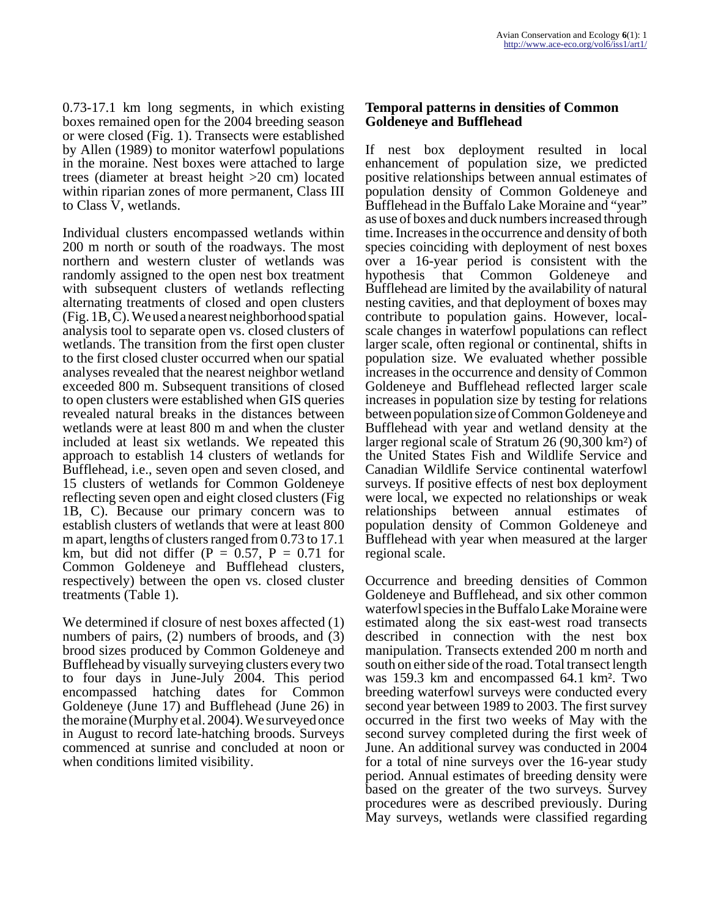0.73-17.1 km long segments, in which existing boxes remained open for the 2004 breeding season or were closed (Fig. 1). Transects were established by Allen (1989) to monitor waterfowl populations in the moraine. Nest boxes were attached to large trees (diameter at breast height >20 cm) located within riparian zones of more permanent, Class III to Class V, wetlands.

Individual clusters encompassed wetlands within 200 m north or south of the roadways. The most northern and western cluster of wetlands was randomly assigned to the open nest box treatment with subsequent clusters of wetlands reflecting alternating treatments of closed and open clusters (Fig. 1B, C). We used a nearest neighborhood spatial analysis tool to separate open vs. closed clusters of wetlands. The transition from the first open cluster to the first closed cluster occurred when our spatial analyses revealed that the nearest neighbor wetland exceeded 800 m. Subsequent transitions of closed to open clusters were established when GIS queries revealed natural breaks in the distances between wetlands were at least 800 m and when the cluster included at least six wetlands. We repeated this approach to establish 14 clusters of wetlands for Bufflehead, i.e., seven open and seven closed, and 15 clusters of wetlands for Common Goldeneye reflecting seven open and eight closed clusters (Fig 1B, C). Because our primary concern was to establish clusters of wetlands that were at least 800 m apart, lengths of clusters ranged from 0.73 to 17.1 km, but did not differ ($P = 0.57$, $P = 0.71$ for Common Goldeneye and Bufflehead clusters, respectively) between the open vs. closed cluster treatments (Table 1).

We determined if closure of nest boxes affected (1) numbers of pairs, (2) numbers of broods, and (3) brood sizes produced by Common Goldeneye and Bufflehead by visually surveying clusters every two to four days in June-July 2004. This period encompassed hatching dates for Common Goldeneye (June 17) and Bufflehead (June 26) in the moraine (Murphy et al. 2004). We surveyed once in August to record late-hatching broods. Surveys commenced at sunrise and concluded at noon or when conditions limited visibility.

## Temporal patterns in densities of Common Goldeneye and Bufflehead

If nest box deployment resulted in local enhancement of population size, we predicted positive relationships between annual estimates of population density of Common Goldeneye and Bufflehead in the Buffalo Lake Moraine and "year" as use of boxes and duck numbers increased through time. Increases in the occurrence and density of both species coinciding with deployment of nest boxes over a 16-year period is consistent with the hypothesis that Common Goldeneye and Bufflehead are limited by the availability of natural nesting cavities, and that deployment of boxes may contribute to population gains. However, local-scale changes in waterfowl populations can reflect larger scale, often regional or continental, shifts in population size. We evaluated whether possible increases in the occurrence and density of Common Goldeneye and Bufflehead reflected larger scale increases in population size by testing for relations between population size of Common Goldeneye and Bufflehead with year and wetland density at the larger regional scale of Stratum 26 (90,300 km²) of the United States Fish and Wildlife Service and Canadian Wildlife Service continental waterfowl surveys. If positive effects of nest box deployment were local, we expected no relationships or weak relationships between annual estimates of population density of Common Goldeneye and Bufflehead with year when measured at the larger regional scale.

Occurrence and breeding densities of Common Goldeneye and Bufflehead, and six other common waterfowl species in the Buffalo Lake Moraine were estimated along the six east-west road transects described in connection with the nest box manipulation. Transects extended 200 m north and south on either side of the road. Total transect length was 159.3 km and encompassed 64.1 km². Two breeding waterfowl surveys were conducted every second year between 1989 to 2003. The first survey occurred in the first two weeks of May with the second survey completed during the first week of June. An additional survey was conducted in 2004 for a total of nine surveys over the 16-year study period. Annual estimates of breeding density were based on the greater of the two surveys. Survey procedures were as described previously. During May surveys, wetlands were classified regarding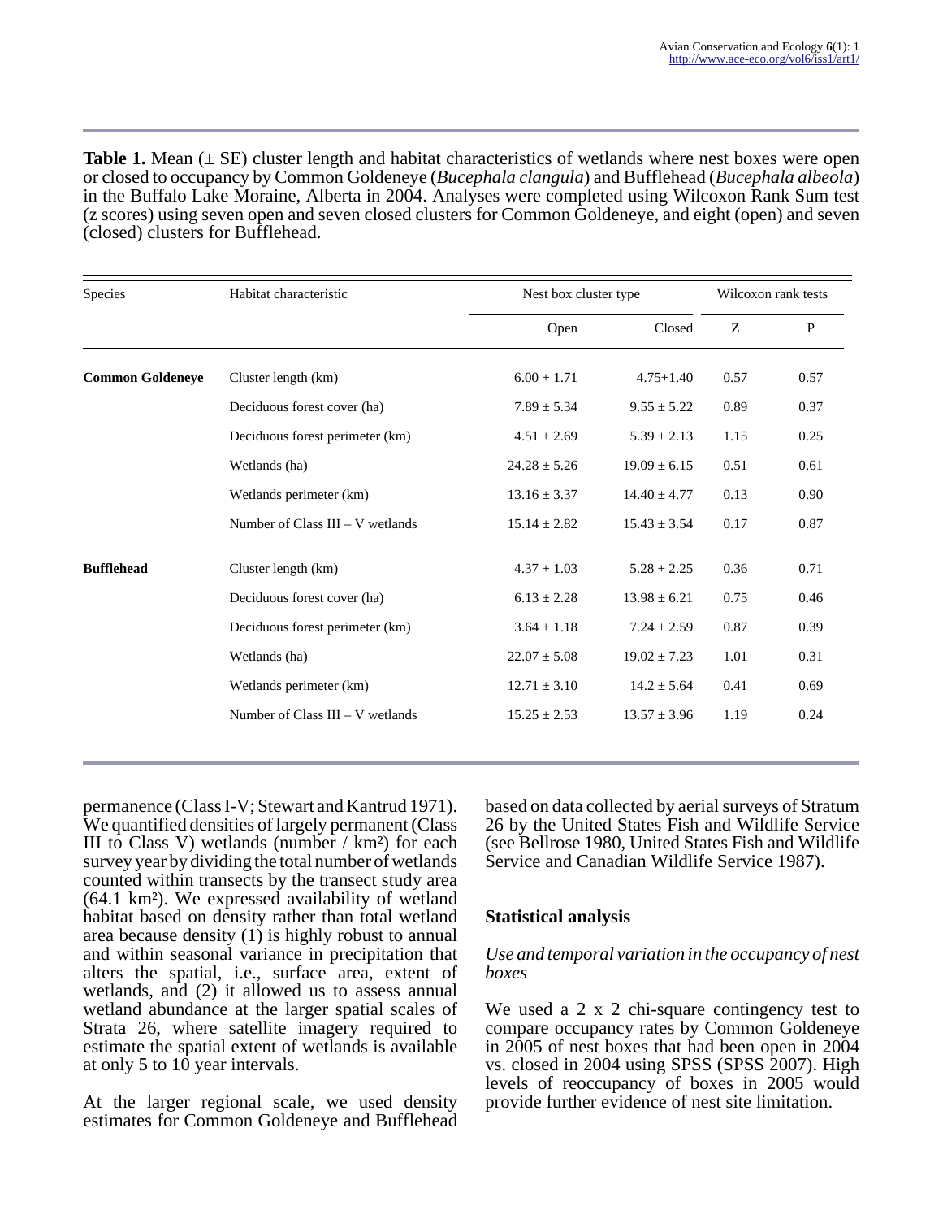**Table 1.** Mean (± SE) cluster length and habitat characteristics of wetlands where nest boxes were open or closed to occupancy by Common Goldeneye (*Bucephala clangula*) and Bufflehead (*Bucephala albeola*) in the Buffalo Lake Moraine, Alberta in 2004. Analyses were completed using Wilcoxon Rank Sum test (z scores) using seven open and seven closed clusters for Common Goldeneye, and eight (open) and seven (closed) clusters for Bufflehead.

| Species | Habitat characteristic | Nest box cluster type | | Wilcoxon rank tests | |
|---|---|---|---|---|---|
| | | Open | Closed | Z | P |
| **Common Goldeneye** | Cluster length (km) | 6.00 + 1.71 | 4.75+1.40 | 0.57 | 0.57 |
| | Deciduous forest cover (ha) | 7.89 ± 5.34 | 9.55 ± 5.22 | 0.89 | 0.37 |
| | Deciduous forest perimeter (km) | 4.51 ± 2.69 | 5.39 ± 2.13 | 1.15 | 0.25 |
| | Wetlands (ha) | 24.28 ± 5.26 | 19.09 ± 6.15 | 0.51 | 0.61 |
| | Wetlands perimeter (km) | 13.16 ± 3.37 | 14.40 ± 4.77 | 0.13 | 0.90 |
| | Number of Class III – V wetlands | 15.14 ± 2.82 | 15.43 ± 3.54 | 0.17 | 0.87 |
| **Bufflehead** | Cluster length (km) | 4.37 + 1.03 | 5.28 + 2.25 | 0.36 | 0.71 |
| | Deciduous forest cover (ha) | 6.13 ± 2.28 | 13.98 ± 6.21 | 0.75 | 0.46 |
| | Deciduous forest perimeter (km) | 3.64 ± 1.18 | 7.24 ± 2.59 | 0.87 | 0.39 |
| | Wetlands (ha) | 22.07 ± 5.08 | 19.02 ± 7.23 | 1.01 | 0.31 |
| | Wetlands perimeter (km) | 12.71 ± 3.10 | 14.2 ± 5.64 | 0.41 | 0.69 |
| | Number of Class III – V wetlands | 15.25 ± 2.53 | 13.57 ± 3.96 | 1.19 | 0.24 |

permanence (Class I-V; Stewart and Kantrud 1971). We quantified densities of largely permanent (Class III to Class V) wetlands (number / km²) for each survey year by dividing the total number of wetlands counted within transects by the transect study area (64.1 km²). We expressed availability of wetland habitat based on density rather than total wetland area because density (1) is highly robust to annual and within seasonal variance in precipitation that alters the spatial, i.e., surface area, extent of wetlands, and (2) it allowed us to assess annual wetland abundance at the larger spatial scales of Strata 26, where satellite imagery required to estimate the spatial extent of wetlands is available at only 5 to 10 year intervals.

At the larger regional scale, we used density estimates for Common Goldeneye and Bufflehead based on data collected by aerial surveys of Stratum 26 by the United States Fish and Wildlife Service (see Bellrose 1980, United States Fish and Wildlife Service and Canadian Wildlife Service 1987).

## Statistical analysis

### *Use and temporal variation in the occupancy of nest boxes*

We used a 2 x 2 chi-square contingency test to compare occupancy rates by Common Goldeneye in 2005 of nest boxes that had been open in 2004 vs. closed in 2004 using SPSS (SPSS 2007). High levels of reoccupancy of boxes in 2005 would provide further evidence of nest site limitation.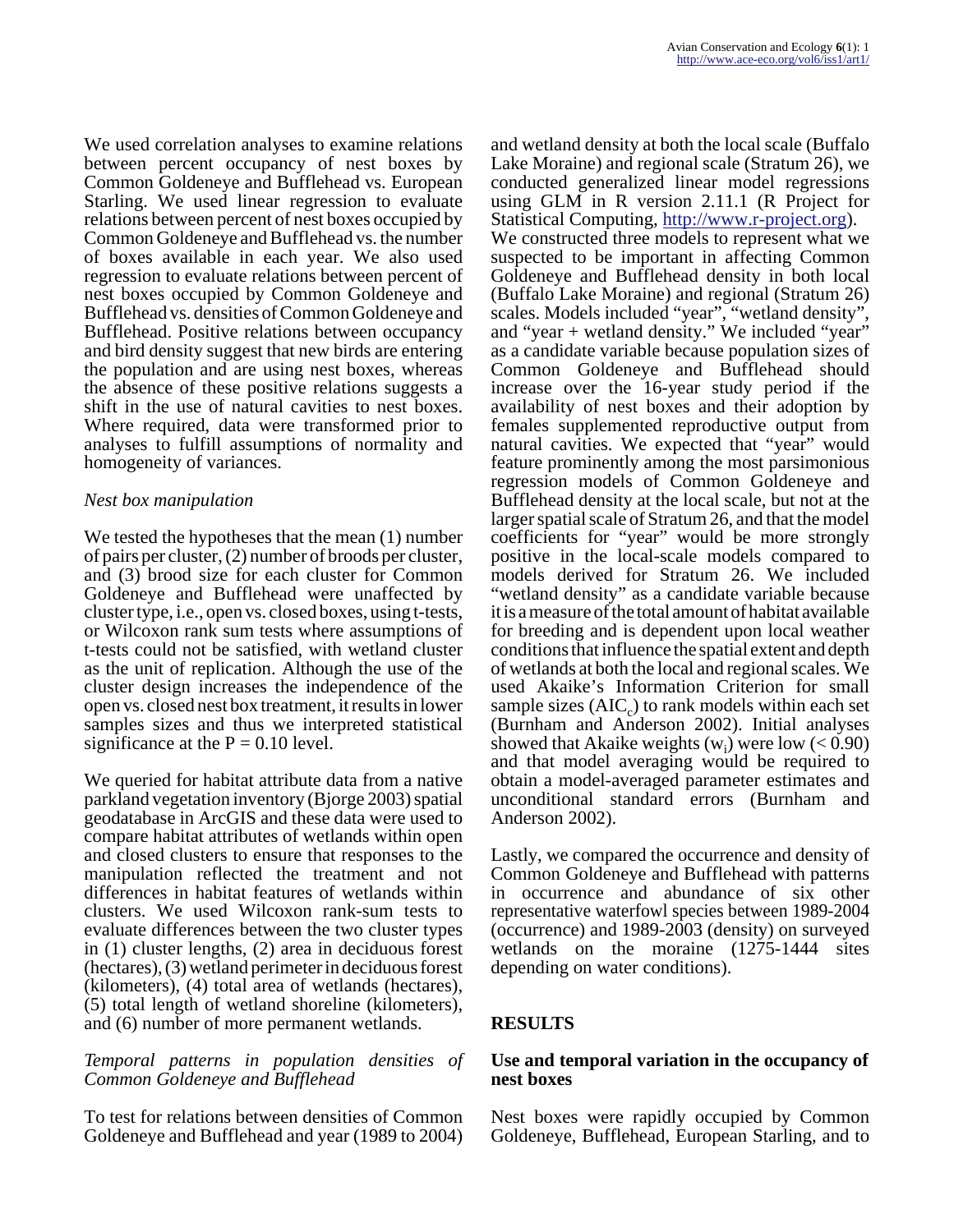We used correlation analyses to examine relations between percent occupancy of nest boxes by Common Goldeneye and Bufflehead vs. European Starling. We used linear regression to evaluate relations between percent of nest boxes occupied by Common Goldeneye and Bufflehead vs. the number of boxes available in each year. We also used regression to evaluate relations between percent of nest boxes occupied by Common Goldeneye and Bufflehead vs. densities of Common Goldeneye and Bufflehead. Positive relations between occupancy and bird density suggest that new birds are entering the population and are using nest boxes, whereas the absence of these positive relations suggests a shift in the use of natural cavities to nest boxes. Where required, data were transformed prior to analyses to fulfill assumptions of normality and homogeneity of variances.

### *Nest box manipulation*

We tested the hypotheses that the mean (1) number of pairs per cluster, (2) number of broods per cluster, and (3) brood size for each cluster for Common Goldeneye and Bufflehead were unaffected by cluster type, i.e., open vs. closed boxes, using t-tests, or Wilcoxon rank sum tests where assumptions of t-tests could not be satisfied, with wetland cluster as the unit of replication. Although the use of the cluster design increases the independence of the open vs. closed nest box treatment, it results in lower samples sizes and thus we interpreted statistical significance at the $P = 0.10$ level.

We queried for habitat attribute data from a native parkland vegetation inventory (Bjorge 2003) spatial geodatabase in ArcGIS and these data were used to compare habitat attributes of wetlands within open and closed clusters to ensure that responses to the manipulation reflected the treatment and not differences in habitat features of wetlands within clusters. We used Wilcoxon rank-sum tests to evaluate differences between the two cluster types in (1) cluster lengths, (2) area in deciduous forest (hectares), (3) wetland perimeter in deciduous forest (kilometers), (4) total area of wetlands (hectares), (5) total length of wetland shoreline (kilometers), and (6) number of more permanent wetlands.

### *Temporal patterns in population densities of Common Goldeneye and Bufflehead*

To test for relations between densities of Common Goldeneye and Bufflehead and year (1989 to 2004) and wetland density at both the local scale (Buffalo Lake Moraine) and regional scale (Stratum 26), we conducted generalized linear model regressions using GLM in R version 2.11.1 (R Project for Statistical Computing, http://www.r-project.org). We constructed three models to represent what we suspected to be important in affecting Common Goldeneye and Bufflehead density in both local (Buffalo Lake Moraine) and regional (Stratum 26) scales. Models included “year”, “wetland density”, and “year + wetland density.” We included “year” as a candidate variable because population sizes of Common Goldeneye and Bufflehead should increase over the 16-year study period if the availability of nest boxes and their adoption by females supplemented reproductive output from natural cavities. We expected that “year” would feature prominently among the most parsimonious regression models of Common Goldeneye and Bufflehead density at the local scale, but not at the larger spatial scale of Stratum 26, and that the model coefficients for “year” would be more strongly positive in the local-scale models compared to models derived for Stratum 26. We included “wetland density” as a candidate variable because it is a measure of the total amount of habitat available for breeding and is dependent upon local weather conditions that influence the spatial extent and depth of wetlands at both the local and regional scales. We used Akaike’s Information Criterion for small sample sizes ($AIC_c$) to rank models within each set (Burnham and Anderson 2002). Initial analyses showed that Akaike weights ($w_i$) were low ($< 0.90$) and that model averaging would be required to obtain a model-averaged parameter estimates and unconditional standard errors (Burnham and Anderson 2002).

Lastly, we compared the occurrence and density of Common Goldeneye and Bufflehead with patterns in occurrence and abundance of six other representative waterfowl species between 1989-2004 (occurrence) and 1989-2003 (density) on surveyed wetlands on the moraine (1275-1444 sites depending on water conditions).

## RESULTS

### Use and temporal variation in the occupancy of nest boxes

Nest boxes were rapidly occupied by Common Goldeneye, Bufflehead, European Starling, and to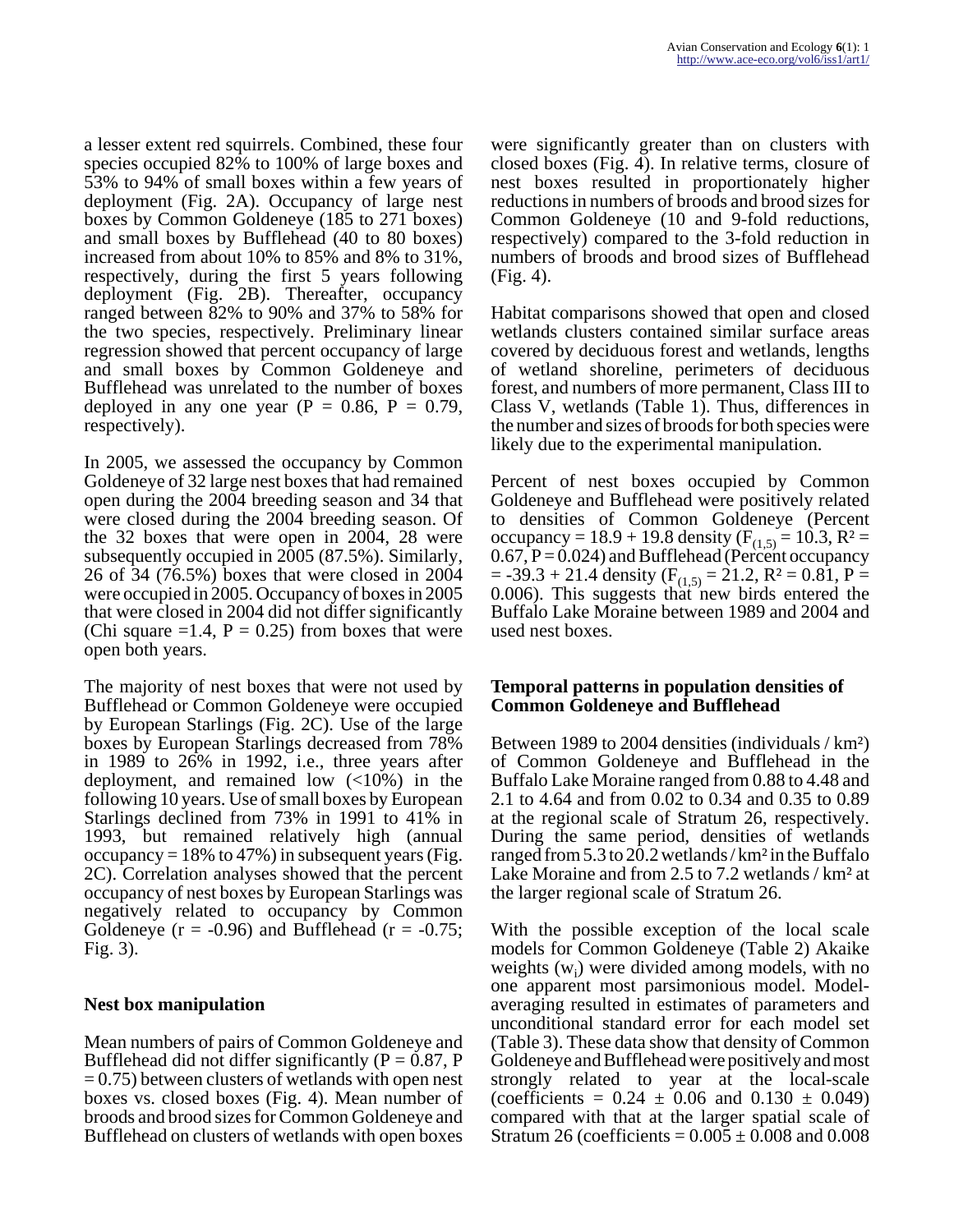a lesser extent red squirrels. Combined, these four species occupied 82% to 100% of large boxes and 53% to 94% of small boxes within a few years of deployment (Fig. 2A). Occupancy of large nest boxes by Common Goldeneye (185 to 271 boxes) and small boxes by Bufflehead (40 to 80 boxes) increased from about 10% to 85% and 8% to 31%, respectively, during the first 5 years following deployment (Fig. 2B). Thereafter, occupancy ranged between 82% to 90% and 37% to 58% for the two species, respectively. Preliminary linear regression showed that percent occupancy of large and small boxes by Common Goldeneye and Bufflehead was unrelated to the number of boxes deployed in any one year ($P = 0.86$, $P = 0.79$, respectively).

In 2005, we assessed the occupancy by Common Goldeneye of 32 large nest boxes that had remained open during the 2004 breeding season and 34 that were closed during the 2004 breeding season. Of the 32 boxes that were open in 2004, 28 were subsequently occupied in 2005 (87.5%). Similarly, 26 of 34 (76.5%) boxes that were closed in 2004 were occupied in 2005. Occupancy of boxes in 2005 that were closed in 2004 did not differ significantly (Chi square =1.4, $P = 0.25$) from boxes that were open both years.

The majority of nest boxes that were not used by Bufflehead or Common Goldeneye were occupied by European Starlings (Fig. 2C). Use of the large boxes by European Starlings decreased from 78% in 1989 to 26% in 1992, i.e., three years after deployment, and remained low (<10%) in the following 10 years. Use of small boxes by European Starlings declined from 73% in 1991 to 41% in 1993, but remained relatively high (annual occupancy = 18% to 47%) in subsequent years (Fig. 2C). Correlation analyses showed that the percent occupancy of nest boxes by European Starlings was negatively related to occupancy by Common Goldeneye ($r = -0.96$) and Bufflehead ($r = -0.75$; Fig. 3).

## Nest box manipulation

Mean numbers of pairs of Common Goldeneye and Bufflehead did not differ significantly ($P = 0.87$, $P = 0.75$) between clusters of wetlands with open nest boxes vs. closed boxes (Fig. 4). Mean number of broods and brood sizes for Common Goldeneye and Bufflehead on clusters of wetlands with open boxes were significantly greater than on clusters with closed boxes (Fig. 4). In relative terms, closure of nest boxes resulted in proportionately higher reductions in numbers of broods and brood sizes for Common Goldeneye (10 and 9-fold reductions, respectively) compared to the 3-fold reduction in numbers of broods and brood sizes of Bufflehead (Fig. 4).

Habitat comparisons showed that open and closed wetlands clusters contained similar surface areas covered by deciduous forest and wetlands, lengths of wetland shoreline, perimeters of deciduous forest, and numbers of more permanent, Class III to Class V, wetlands (Table 1). Thus, differences in the number and sizes of broods for both species were likely due to the experimental manipulation.

Percent of nest boxes occupied by Common Goldeneye and Bufflehead were positively related to densities of Common Goldeneye (Percent occupancy = 18.9 + 19.8 density ($F_{(1,5)} = 10.3$, $R^2 = 0.67$, $P = 0.024$) and Bufflehead (Percent occupancy = -39.3 + 21.4 density ($F_{(1,5)} = 21.2$, $R^2 = 0.81$, $P = 0.006$). This suggests that new birds entered the Buffalo Lake Moraine between 1989 and 2004 and used nest boxes.

## Temporal patterns in population densities of Common Goldeneye and Bufflehead

Between 1989 to 2004 densities (individuals / km²) of Common Goldeneye and Bufflehead in the Buffalo Lake Moraine ranged from 0.88 to 4.48 and 2.1 to 4.64 and from 0.02 to 0.34 and 0.35 to 0.89 at the regional scale of Stratum 26, respectively. During the same period, densities of wetlands ranged from 5.3 to 20.2 wetlands / km² in the Buffalo Lake Moraine and from 2.5 to 7.2 wetlands / km² at the larger regional scale of Stratum 26.

With the possible exception of the local scale models for Common Goldeneye (Table 2) Akaike weights ($w_i$) were divided among models, with no one apparent most parsimonious model. Model-averaging resulted in estimates of parameters and unconditional standard error for each model set (Table 3). These data show that density of Common Goldeneye and Bufflehead were positively and most strongly related to year at the local-scale (coefficients = $0.24 \pm 0.06$ and $0.130 \pm 0.049$) compared with that at the larger spatial scale of Stratum 26 (coefficients = $0.005 \pm 0.008$ and 0.008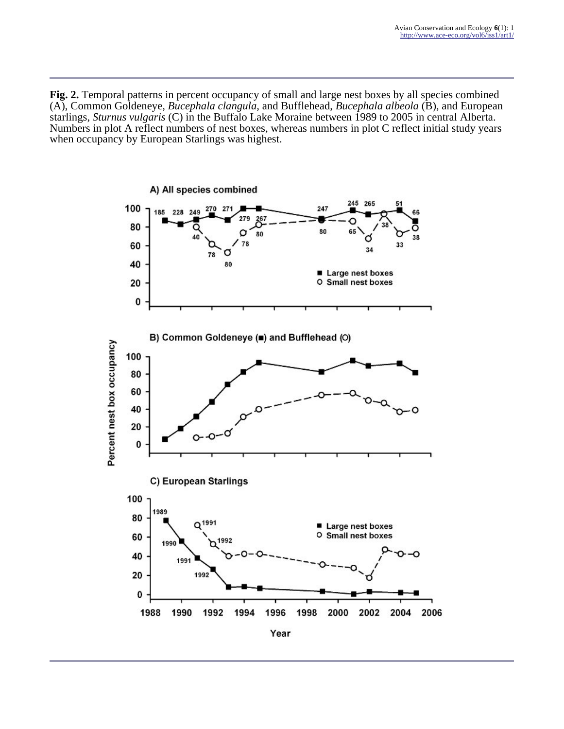**Fig. 2.** Temporal patterns in percent occupancy of small and large nest boxes by all species combined (A), Common Goldeneye, *Bucephala clangula*, and Bufflehead, *Bucephala albeola* (B), and European starlings, *Sturnus vulgaris* (C) in the Buffalo Lake Moraine between 1989 to 2005 in central Alberta. Numbers in plot A reflect numbers of nest boxes, whereas numbers in plot C reflect initial study years when occupancy by European Starlings was highest.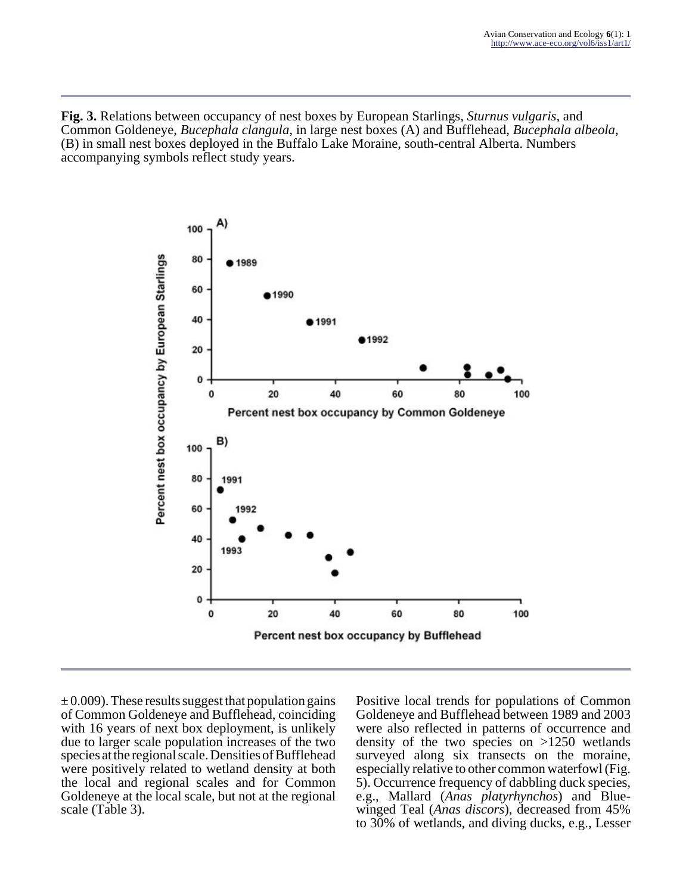**Fig. 3.** Relations between occupancy of nest boxes by European Starlings, *Sturnus vulgaris*, and Common Goldeneye, *Bucephala clangula*, in large nest boxes (A) and Bufflehead, *Bucephala albeola*, (B) in small nest boxes deployed in the Buffalo Lake Moraine, south-central Alberta. Numbers accompanying symbols reflect study years.

± 0.009). These results suggest that population gains of Common Goldeneye and Bufflehead, coinciding with 16 years of next box deployment, is unlikely due to larger scale population increases of the two species at the regional scale. Densities of Bufflehead were positively related to wetland density at both the local and regional scales and for Common Goldeneye at the local scale, but not at the regional scale (Table 3).

Positive local trends for populations of Common Goldeneye and Bufflehead between 1989 and 2003 were also reflected in patterns of occurrence and density of the two species on >1250 wetlands surveyed along six transects on the moraine, especially relative to other common waterfowl (Fig. 5). Occurrence frequency of dabbling duck species, e.g., Mallard (*Anas platyrhynchos*) and Blue-winged Teal (*Anas discors*), decreased from 45% to 30% of wetlands, and diving ducks, e.g., Lesser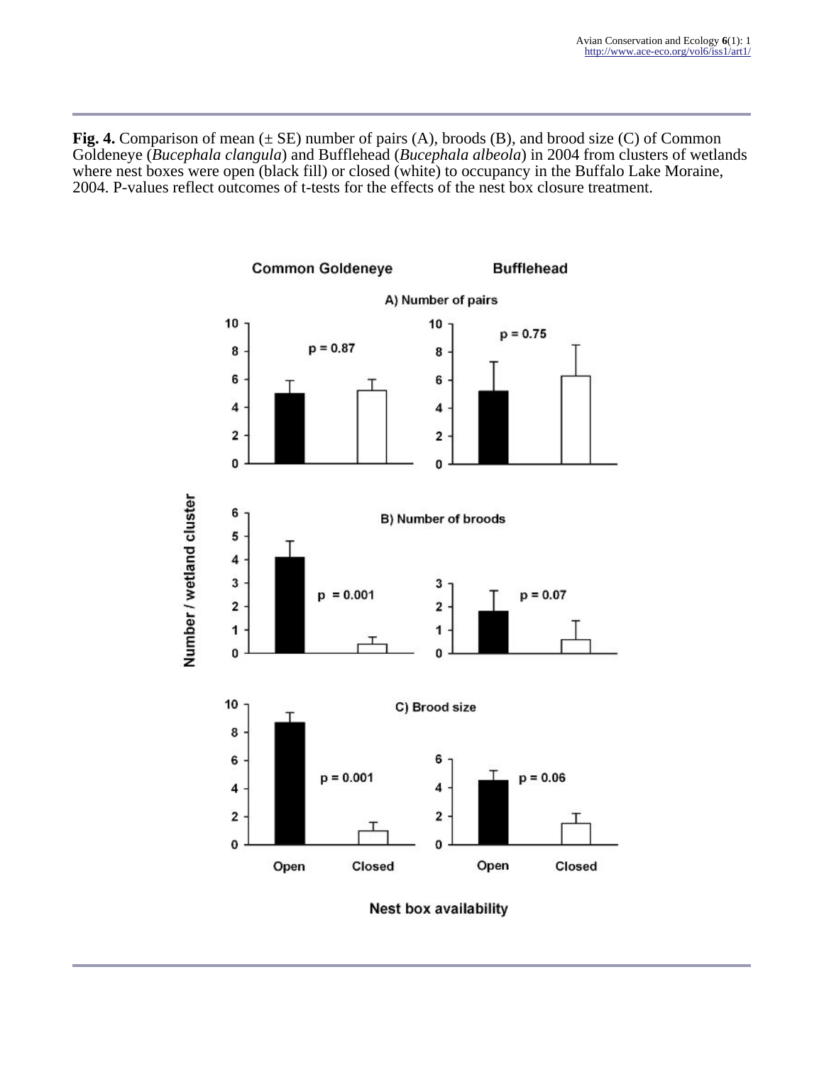**Fig. 4.** Comparison of mean (± SE) number of pairs (A), broods (B), and brood size (C) of Common Goldeneye (*Bucephala clangula*) and Bufflehead (*Bucephala albeola*) in 2004 from clusters of wetlands where nest boxes were open (black fill) or closed (white) to occupancy in the Buffalo Lake Moraine, 2004. P-values reflect outcomes of t-tests for the effects of the nest box closure treatment.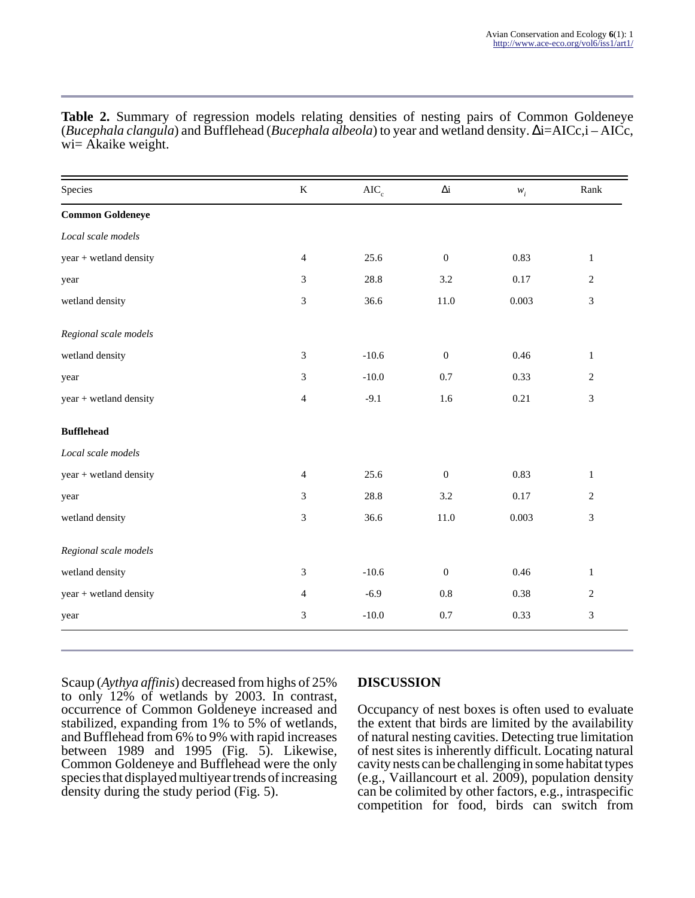**Table 2.** Summary of regression models relating densities of nesting pairs of Common Goldeneye (*Bucephala clangula*) and Bufflehead (*Bucephala albeola*) to year and wetland density. Δi=AICc,i – AICc, wi= Akaike weight.

| Species | K | $AIC_c$ | Δi | $w_i$ | Rank |
|---|---|---|---|---|---|
| **Common Goldeneye** | | | | | |
| *Local scale models* | | | | | |
| year + wetland density | 4 | 25.6 | 0 | 0.83 | 1 |
| year | 3 | 28.8 | 3.2 | 0.17 | 2 |
| wetland density | 3 | 36.6 | 11.0 | 0.003 | 3 |
| *Regional scale models* | | | | | |
| wetland density | 3 | -10.6 | 0 | 0.46 | 1 |
| year | 3 | -10.0 | 0.7 | 0.33 | 2 |
| year + wetland density | 4 | -9.1 | 1.6 | 0.21 | 3 |
| **Bufflehead** | | | | | |
| *Local scale models* | | | | | |
| year + wetland density | 4 | 25.6 | 0 | 0.83 | 1 |
| year | 3 | 28.8 | 3.2 | 0.17 | 2 |
| wetland density | 3 | 36.6 | 11.0 | 0.003 | 3 |
| *Regional scale models* | | | | | |
| wetland density | 3 | -10.6 | 0 | 0.46 | 1 |
| year + wetland density | 4 | -6.9 | 0.8 | 0.38 | 2 |
| year | 3 | -10.0 | 0.7 | 0.33 | 3 |

Scaup (*Aythya affinis*) decreased from highs of 25% to only 12% of wetlands by 2003. In contrast, occurrence of Common Goldeneye increased and stabilized, expanding from 1% to 5% of wetlands, and Bufflehead from 6% to 9% with rapid increases between 1989 and 1995 (Fig. 5). Likewise, Common Goldeneye and Bufflehead were the only species that displayed multiyear trends of increasing density during the study period (Fig. 5).

## DISCUSSION

Occupancy of nest boxes is often used to evaluate the extent that birds are limited by the availability of natural nesting cavities. Detecting true limitation of nest sites is inherently difficult. Locating natural cavity nests can be challenging in some habitat types (e.g., Vaillancourt et al. 2009), population density can be colimited by other factors, e.g., intraspecific competition for food, birds can switch from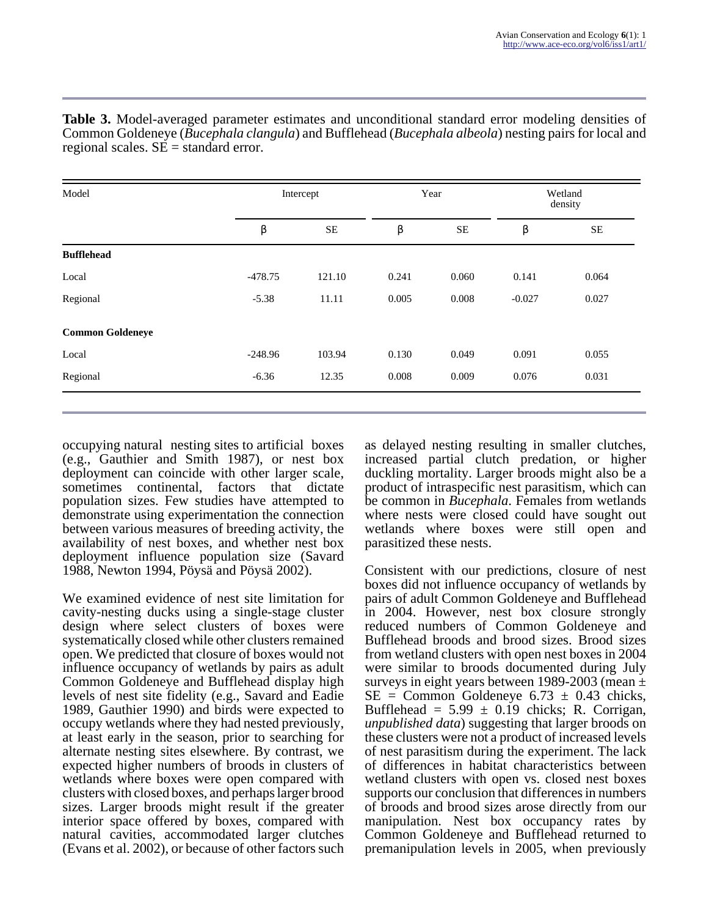**Table 3.** Model-averaged parameter estimates and unconditional standard error modeling densities of Common Goldeneye (*Bucephala clangula*) and Bufflehead (*Bucephala albeola*) nesting pairs for local and regional scales. SE = standard error.

| Model | Intercept | | Year | | Wetland density | |
|---|---|---|---|---|---|---|
| | β | SE | β | SE | β | SE |
| **Bufflehead** | | | | | | |
| Local | -478.75 | 121.10 | 0.241 | 0.060 | 0.141 | 0.064 |
| Regional | -5.38 | 11.11 | 0.005 | 0.008 | -0.027 | 0.027 |
| **Common Goldeneye** | | | | | | |
| Local | -248.96 | 103.94 | 0.130 | 0.049 | 0.091 | 0.055 |
| Regional | -6.36 | 12.35 | 0.008 | 0.009 | 0.076 | 0.031 |

occupying natural nesting sites to artificial boxes (e.g., Gauthier and Smith 1987), or nest box deployment can coincide with other larger scale, sometimes continental, factors that dictate population sizes. Few studies have attempted to demonstrate using experimentation the connection between various measures of breeding activity, the availability of nest boxes, and whether nest box deployment influence population size (Savard 1988, Newton 1994, Pöysä and Pöysä 2002).

We examined evidence of nest site limitation for cavity-nesting ducks using a single-stage cluster design where select clusters of boxes were systematically closed while other clusters remained open. We predicted that closure of boxes would not influence occupancy of wetlands by pairs as adult Common Goldeneye and Bufflehead display high levels of nest site fidelity (e.g., Savard and Eadie 1989, Gauthier 1990) and birds were expected to occupy wetlands where they had nested previously, at least early in the season, prior to searching for alternate nesting sites elsewhere. By contrast, we expected higher numbers of broods in clusters of wetlands where boxes were open compared with clusters with closed boxes, and perhaps larger brood sizes. Larger broods might result if the greater interior space offered by boxes, compared with natural cavities, accommodated larger clutches (Evans et al. 2002), or because of other factors such as delayed nesting resulting in smaller clutches, increased partial clutch predation, or higher duckling mortality. Larger broods might also be a product of intraspecific nest parasitism, which can be common in *Bucephala*. Females from wetlands where nests were closed could have sought out wetlands where boxes were still open and parasitized these nests.

Consistent with our predictions, closure of nest boxes did not influence occupancy of wetlands by pairs of adult Common Goldeneye and Bufflehead in 2004. However, nest box closure strongly reduced numbers of Common Goldeneye and Bufflehead broods and brood sizes. Brood sizes from wetland clusters with open nest boxes in 2004 were similar to broods documented during July surveys in eight years between 1989-2003 (mean ± SE = Common Goldeneye 6.73 ± 0.43 chicks, Bufflehead = 5.99 ± 0.19 chicks; R. Corrigan, *unpublished data*) suggesting that larger broods on these clusters were not a product of increased levels of nest parasitism during the experiment. The lack of differences in habitat characteristics between wetland clusters with open vs. closed nest boxes supports our conclusion that differences in numbers of broods and brood sizes arose directly from our manipulation. Nest box occupancy rates by Common Goldeneye and Bufflehead returned to premanipulation levels in 2005, when previously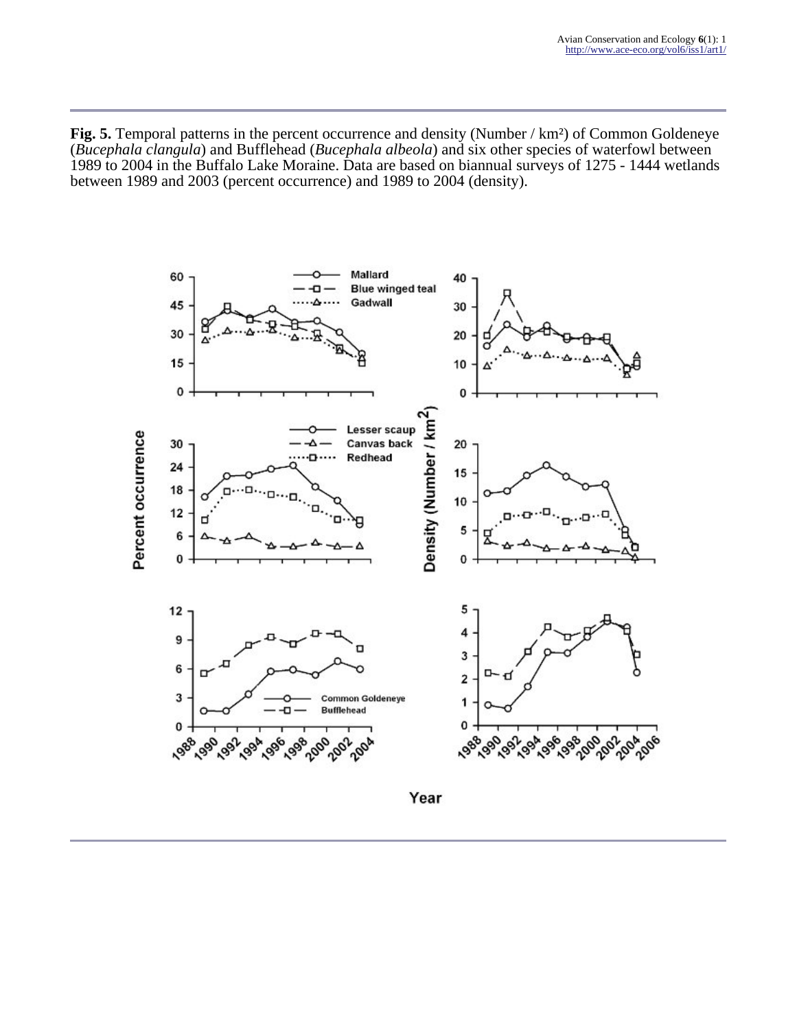**Fig. 5.** Temporal patterns in the percent occurrence and density (Number / km²) of Common Goldeneye (*Bucephala clangula*) and Bufflehead (*Bucephala albeola*) and six other species of waterfowl between 1989 to 2004 in the Buffalo Lake Moraine. Data are based on biannual surveys of 1275 - 1444 wetlands between 1989 and 2003 (percent occurrence) and 1989 to 2004 (density).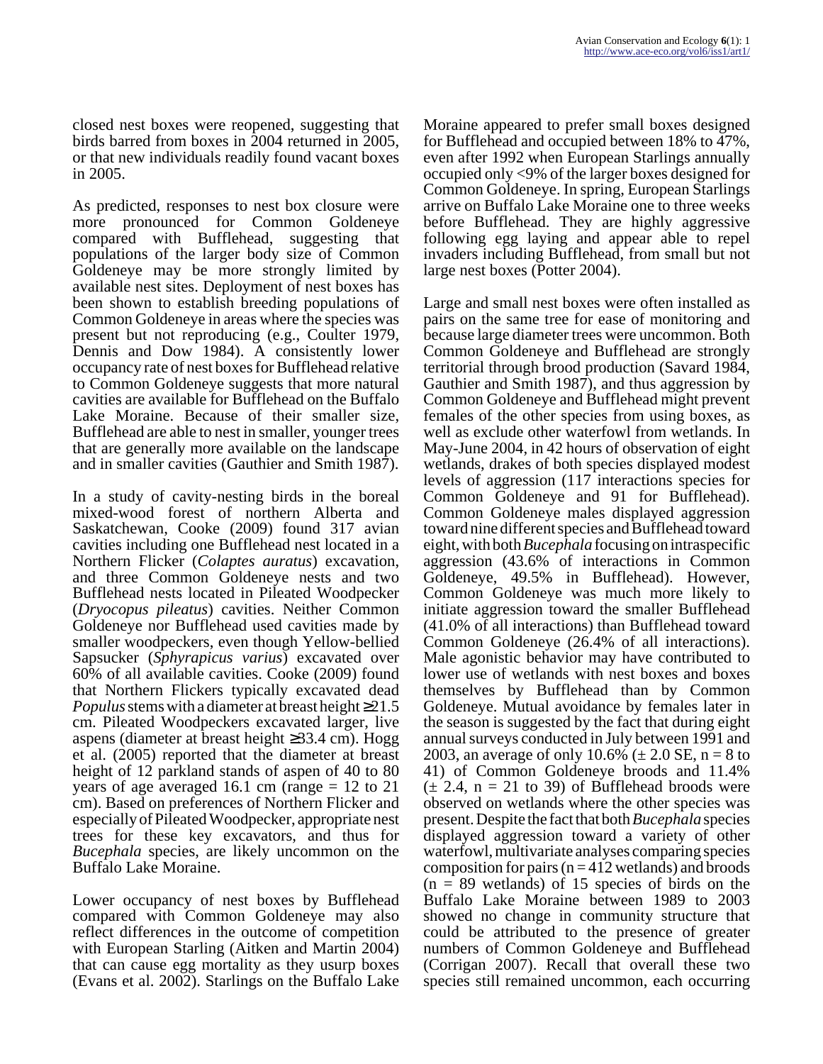closed nest boxes were reopened, suggesting that birds barred from boxes in 2004 returned in 2005, or that new individuals readily found vacant boxes in 2005.

As predicted, responses to nest box closure were more pronounced for Common Goldeneye compared with Bufflehead, suggesting that populations of the larger body size of Common Goldeneye may be more strongly limited by available nest sites. Deployment of nest boxes has been shown to establish breeding populations of Common Goldeneye in areas where the species was present but not reproducing (e.g., Coulter 1979, Dennis and Dow 1984). A consistently lower occupancy rate of nest boxes for Bufflehead relative to Common Goldeneye suggests that more natural cavities are available for Bufflehead on the Buffalo Lake Moraine. Because of their smaller size, Bufflehead are able to nest in smaller, younger trees that are generally more available on the landscape and in smaller cavities (Gauthier and Smith 1987).

In a study of cavity-nesting birds in the boreal mixed-wood forest of northern Alberta and Saskatchewan, Cooke (2009) found 317 avian cavities including one Bufflehead nest located in a Northern Flicker (*Colaptes auratus*) excavation, and three Common Goldeneye nests and two Bufflehead nests located in Pileated Woodpecker (*Dryocopus pileatus*) cavities. Neither Common Goldeneye nor Bufflehead used cavities made by smaller woodpeckers, even though Yellow-bellied Sapsucker (*Sphyrapicus varius*) excavated over 60% of all available cavities. Cooke (2009) found that Northern Flickers typically excavated dead *Populus* stems with a diameter at breast height ≥21.5 cm. Pileated Woodpeckers excavated larger, live aspens (diameter at breast height ≥33.4 cm). Hogg et al. (2005) reported that the diameter at breast height of 12 parkland stands of aspen of 40 to 80 years of age averaged 16.1 cm (range = 12 to 21 cm). Based on preferences of Northern Flicker and especially of Pileated Woodpecker, appropriate nest trees for these key excavators, and thus for *Bucephala* species, are likely uncommon on the Buffalo Lake Moraine.

Lower occupancy of nest boxes by Bufflehead compared with Common Goldeneye may also reflect differences in the outcome of competition with European Starling (Aitken and Martin 2004) that can cause egg mortality as they usurp boxes (Evans et al. 2002). Starlings on the Buffalo Lake Moraine appeared to prefer small boxes designed for Bufflehead and occupied between 18% to 47%, even after 1992 when European Starlings annually occupied only <9% of the larger boxes designed for Common Goldeneye. In spring, European Starlings arrive on Buffalo Lake Moraine one to three weeks before Bufflehead. They are highly aggressive following egg laying and appear able to repel invaders including Bufflehead, from small but not large nest boxes (Potter 2004).

Large and small nest boxes were often installed as pairs on the same tree for ease of monitoring and because large diameter trees were uncommon. Both Common Goldeneye and Bufflehead are strongly territorial through brood production (Savard 1984, Gauthier and Smith 1987), and thus aggression by Common Goldeneye and Bufflehead might prevent females of the other species from using boxes, as well as exclude other waterfowl from wetlands. In May-June 2004, in 42 hours of observation of eight wetlands, drakes of both species displayed modest levels of aggression (117 interactions species for Common Goldeneye and 91 for Bufflehead). Common Goldeneye males displayed aggression toward nine different species and Bufflehead toward eight, with both *Bucephala* focusing on intraspecific aggression (43.6% of interactions in Common Goldeneye, 49.5% in Bufflehead). However, Common Goldeneye was much more likely to initiate aggression toward the smaller Bufflehead (41.0% of all interactions) than Bufflehead toward Common Goldeneye (26.4% of all interactions). Male agonistic behavior may have contributed to lower use of wetlands with nest boxes and boxes themselves by Bufflehead than by Common Goldeneye. Mutual avoidance by females later in the season is suggested by the fact that during eight annual surveys conducted in July between 1991 and 2003, an average of only 10.6% (± 2.0 SE, n = 8 to 41) of Common Goldeneye broods and 11.4% (± 2.4, n = 21 to 39) of Bufflehead broods were observed on wetlands where the other species was present. Despite the fact that both *Bucephala* species displayed aggression toward a variety of other waterfowl, multivariate analyses comparing species composition for pairs (n = 412 wetlands) and broods (n = 89 wetlands) of 15 species of birds on the Buffalo Lake Moraine between 1989 to 2003 showed no change in community structure that could be attributed to the presence of greater numbers of Common Goldeneye and Bufflehead (Corrigan 2007). Recall that overall these two species still remained uncommon, each occurring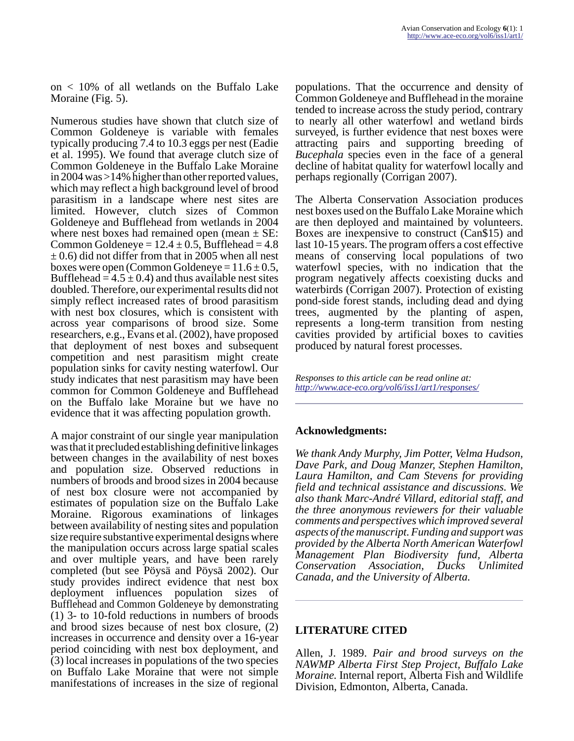on < 10% of all wetlands on the Buffalo Lake Moraine (Fig. 5).

Numerous studies have shown that clutch size of Common Goldeneye is variable with females typically producing 7.4 to 10.3 eggs per nest (Eadie et al. 1995). We found that average clutch size of Common Goldeneye in the Buffalo Lake Moraine in 2004 was >14% higher than other reported values, which may reflect a high background level of brood parasitism in a landscape where nest sites are limited. However, clutch sizes of Common Goldeneye and Bufflehead from wetlands in 2004 where nest boxes had remained open (mean ± SE: Common Goldeneye = 12.4 ± 0.5, Bufflehead = 4.8 ± 0.6) did not differ from that in 2005 when all nest boxes were open (Common Goldeneye = 11.6 ± 0.5, Bufflehead = 4.5 ± 0.4) and thus available nest sites doubled. Therefore, our experimental results did not simply reflect increased rates of brood parasitism with nest box closures, which is consistent with across year comparisons of brood size. Some researchers, e.g., Evans et al. (2002), have proposed that deployment of nest boxes and subsequent competition and nest parasitism might create population sinks for cavity nesting waterfowl. Our study indicates that nest parasitism may have been common for Common Goldeneye and Bufflehead on the Buffalo lake Moraine but we have no evidence that it was affecting population growth.

A major constraint of our single year manipulation was that it precluded establishing definitive linkages between changes in the availability of nest boxes and population size. Observed reductions in numbers of broods and brood sizes in 2004 because of nest box closure were not accompanied by estimates of population size on the Buffalo Lake Moraine. Rigorous examinations of linkages between availability of nesting sites and population size require substantive experimental designs where the manipulation occurs across large spatial scales and over multiple years, and have been rarely completed (but see Pöysä and Pöysä 2002). Our study provides indirect evidence that nest box deployment influences population sizes of Bufflehead and Common Goldeneye by demonstrating (1) 3- to 10-fold reductions in numbers of broods and brood sizes because of nest box closure, (2) increases in occurrence and density over a 16-year period coinciding with nest box deployment, and (3) local increases in populations of the two species on Buffalo Lake Moraine that were not simple manifestations of increases in the size of regional populations. That the occurrence and density of Common Goldeneye and Bufflehead in the moraine tended to increase across the study period, contrary to nearly all other waterfowl and wetland birds surveyed, is further evidence that nest boxes were attracting pairs and supporting breeding of *Bucephala* species even in the face of a general decline of habitat quality for waterfowl locally and perhaps regionally (Corrigan 2007).

The Alberta Conservation Association produces nest boxes used on the Buffalo Lake Moraine which are then deployed and maintained by volunteers. Boxes are inexpensive to construct (Can$15) and last 10-15 years. The program offers a cost effective means of conserving local populations of two waterfowl species, with no indication that the program negatively affects coexisting ducks and waterbirds (Corrigan 2007). Protection of existing pond-side forest stands, including dead and dying trees, augmented by the planting of aspen, represents a long-term transition from nesting cavities provided by artificial boxes to cavities produced by natural forest processes.

*Responses to this article can be read online at:* *http://www.ace-eco.org/vol6/iss1/art1/responses/*

## Acknowledgments:

*We thank Andy Murphy, Jim Potter, Velma Hudson, Dave Park, and Doug Manzer, Stephen Hamilton, Laura Hamilton, and Cam Stevens for providing field and technical assistance and discussions. We also thank Marc-André Villard, editorial staff, and the three anonymous reviewers for their valuable comments and perspectives which improved several aspects of the manuscript. Funding and support was provided by the Alberta North American Waterfowl Management Plan Biodiversity fund, Alberta Conservation Association, Ducks Unlimited Canada, and the University of Alberta.*

## LITERATURE CITED

Allen, J. 1989. *Pair and brood surveys on the NAWMP Alberta First Step Project, Buffalo Lake Moraine.* Internal report, Alberta Fish and Wildlife Division, Edmonton, Alberta, Canada.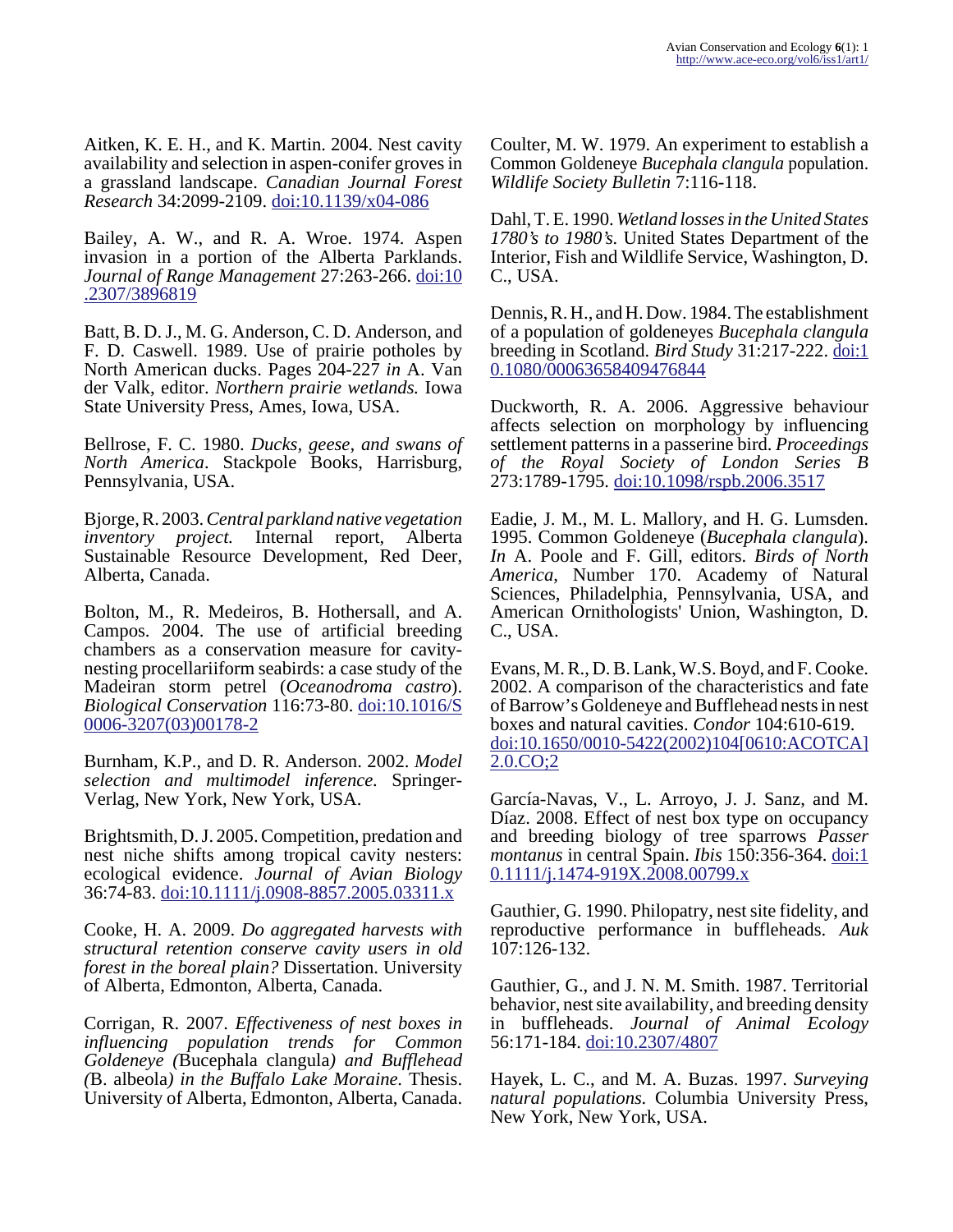Aitken, K. E. H., and K. Martin. 2004. Nest cavity availability and selection in aspen-conifer groves in a grassland landscape. *Canadian Journal Forest Research* 34:2099-2109. doi:10.1139/x04-086

Bailey, A. W., and R. A. Wroe. 1974. Aspen invasion in a portion of the Alberta Parklands. *Journal of Range Management* 27:263-266. doi:10.2307/3896819

Batt, B. D. J., M. G. Anderson, C. D. Anderson, and F. D. Caswell. 1989. Use of prairie potholes by North American ducks. Pages 204-227 *in* A. Van der Valk, editor. *Northern prairie wetlands.* Iowa State University Press, Ames, Iowa, USA.

Bellrose, F. C. 1980. *Ducks, geese, and swans of North America*. Stackpole Books, Harrisburg, Pennsylvania, USA.

Bjorge, R. 2003. *Central parkland native vegetation inventory project.* Internal report, Alberta Sustainable Resource Development, Red Deer, Alberta, Canada.

Bolton, M., R. Medeiros, B. Hothersall, and A. Campos. 2004. The use of artificial breeding chambers as a conservation measure for cavity-nesting procellariiform seabirds: a case study of the Madeiran storm petrel (*Oceanodroma castro*). *Biological Conservation* 116:73-80. doi:10.1016/S0006-3207(03)00178-2

Burnham, K.P., and D. R. Anderson. 2002. *Model selection and multimodel inference.* Springer-Verlag, New York, New York, USA.

Brightsmith, D. J. 2005. Competition, predation and nest niche shifts among tropical cavity nesters: ecological evidence. *Journal of Avian Biology* 36:74-83. doi:10.1111/j.0908-8857.2005.03311.x

Cooke, H. A. 2009. *Do aggregated harvests with structural retention conserve cavity users in old forest in the boreal plain?* Dissertation. University of Alberta, Edmonton, Alberta, Canada.

Corrigan, R. 2007. *Effectiveness of nest boxes in influencing population trends for Common Goldeneye (*Bucephala clangula*) and Bufflehead (*B. albeola*) in the Buffalo Lake Moraine.* Thesis. University of Alberta, Edmonton, Alberta, Canada.

Coulter, M. W. 1979. An experiment to establish a Common Goldeneye *Bucephala clangula* population. *Wildlife Society Bulletin* 7:116-118.

Dahl, T. E. 1990. *Wetland losses in the United States 1780's to 1980's.* United States Department of the Interior, Fish and Wildlife Service, Washington, D. C., USA.

Dennis, R. H., and H. Dow. 1984. The establishment of a population of goldeneyes *Bucephala clangula* breeding in Scotland. *Bird Study* 31:217-222. doi:10.1080/00063658409476844

Duckworth, R. A. 2006. Aggressive behaviour affects selection on morphology by influencing settlement patterns in a passerine bird. *Proceedings of the Royal Society of London Series B* 273:1789-1795. doi:10.1098/rspb.2006.3517

Eadie, J. M., M. L. Mallory, and H. G. Lumsden. 1995. Common Goldeneye (*Bucephala clangula*). *In* A. Poole and F. Gill, editors. *Birds of North America*, Number 170. Academy of Natural Sciences, Philadelphia, Pennsylvania, USA, and American Ornithologists' Union, Washington, D. C., USA.

Evans, M. R., D. B. Lank, W.S. Boyd, and F. Cooke. 2002. A comparison of the characteristics and fate of Barrow's Goldeneye and Bufflehead nests in nest boxes and natural cavities. *Condor* 104:610-619. doi:10.1650/0010-5422(2002)104[0610:ACOTCA]2.0.CO;2

García-Navas, V., L. Arroyo, J. J. Sanz, and M. Díaz. 2008. Effect of nest box type on occupancy and breeding biology of tree sparrows *Passer montanus* in central Spain. *Ibis* 150:356-364. doi:10.1111/j.1474-919X.2008.00799.x

Gauthier, G. 1990. Philopatry, nest site fidelity, and reproductive performance in buffleheads. *Auk* 107:126-132.

Gauthier, G., and J. N. M. Smith. 1987. Territorial behavior, nest site availability, and breeding density in buffleheads. *Journal of Animal Ecology* 56:171-184. doi:10.2307/4807

Hayek, L. C., and M. A. Buzas. 1997. *Surveying natural populations.* Columbia University Press, New York, New York, USA.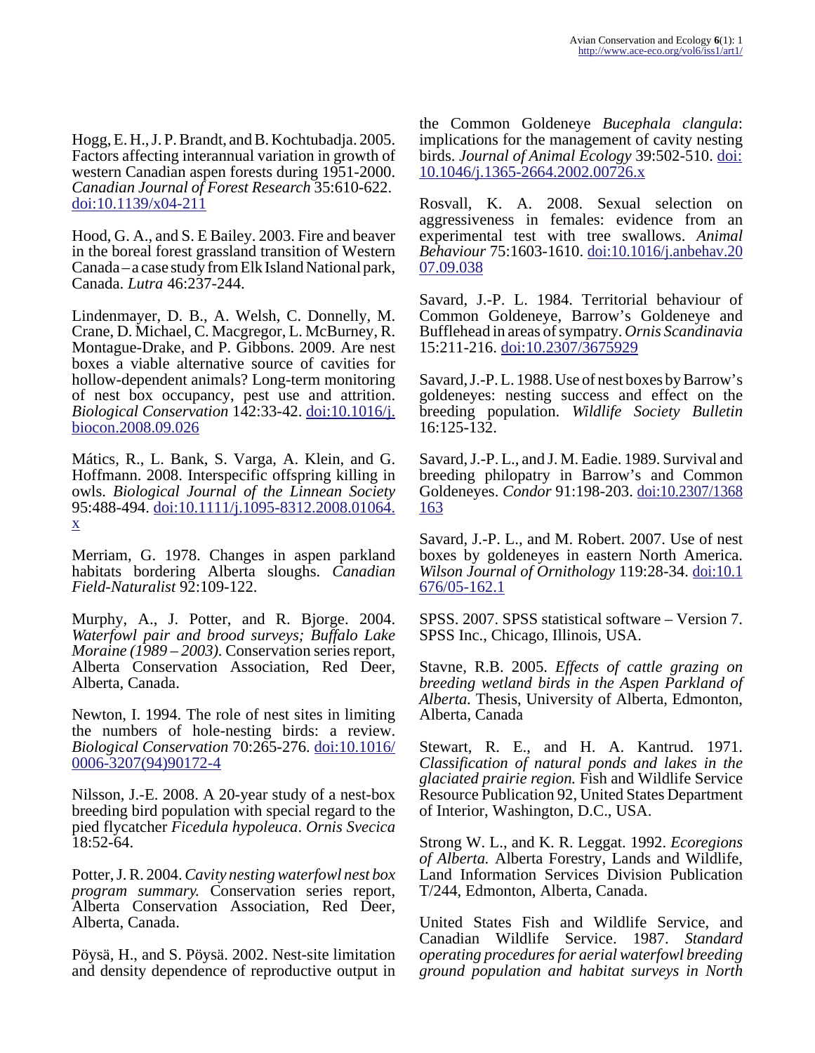Hogg, E. H., J. P. Brandt, and B. Kochtubadja. 2005. Factors affecting interannual variation in growth of western Canadian aspen forests during 1951-2000. *Canadian Journal of Forest Research* 35:610-622. doi:10.1139/x04-211

Hood, G. A., and S. E Bailey. 2003. Fire and beaver in the boreal forest grassland transition of Western Canada – a case study from Elk Island National park, Canada. *Lutra* 46:237-244.

Lindenmayer, D. B., A. Welsh, C. Donnelly, M. Crane, D. Michael, C. Macgregor, L. McBurney, R. Montague-Drake, and P. Gibbons. 2009. Are nest boxes a viable alternative source of cavities for hollow-dependent animals? Long-term monitoring of nest box occupancy, pest use and attrition. *Biological Conservation* 142:33-42. doi:10.1016/j.biocon.2008.09.026

Mátics, R., L. Bank, S. Varga, A. Klein, and G. Hoffmann. 2008. Interspecific offspring killing in owls. *Biological Journal of the Linnean Society* 95:488-494. doi:10.1111/j.1095-8312.2008.01064.x

Merriam, G. 1978. Changes in aspen parkland habitats bordering Alberta sloughs. *Canadian Field-Naturalist* 92:109-122.

Murphy, A., J. Potter, and R. Bjorge. 2004. *Waterfowl pair and brood surveys; Buffalo Lake Moraine (1989 – 2003).* Conservation series report, Alberta Conservation Association, Red Deer, Alberta, Canada.

Newton, I. 1994. The role of nest sites in limiting the numbers of hole-nesting birds: a review. *Biological Conservation* 70:265-276. doi:10.1016/0006-3207(94)90172-4

Nilsson, J.-E. 2008. A 20-year study of a nest-box breeding bird population with special regard to the pied flycatcher *Ficedula hypoleuca*. *Ornis Svecica* 18:52-64.

Potter, J. R. 2004. *Cavity nesting waterfowl nest box program summary.* Conservation series report, Alberta Conservation Association, Red Deer, Alberta, Canada.

Pöysä, H., and S. Pöysä. 2002. Nest-site limitation and density dependence of reproductive output in the Common Goldeneye *Bucephala clangula*: implications for the management of cavity nesting birds. *Journal of Animal Ecology* 39:502-510. doi:10.1046/j.1365-2664.2002.00726.x

Rosvall, K. A. 2008. Sexual selection on aggressiveness in females: evidence from an experimental test with tree swallows. *Animal Behaviour* 75:1603-1610. doi:10.1016/j.anbehav.2007.09.038

Savard, J.-P. L. 1984. Territorial behaviour of Common Goldeneye, Barrow's Goldeneye and Bufflehead in areas of sympatry. *Ornis Scandinavia* 15:211-216. doi:10.2307/3675929

Savard, J.-P. L. 1988. Use of nest boxes by Barrow's goldeneyes: nesting success and effect on the breeding population. *Wildlife Society Bulletin* 16:125-132.

Savard, J.-P. L., and J. M. Eadie. 1989. Survival and breeding philopatry in Barrow's and Common Goldeneyes. *Condor* 91:198-203. doi:10.2307/1368163

Savard, J.-P. L., and M. Robert. 2007. Use of nest boxes by goldeneyes in eastern North America. *Wilson Journal of Ornithology* 119:28-34. doi:10.1676/05-162.1

SPSS. 2007. SPSS statistical software – Version 7. SPSS Inc., Chicago, Illinois, USA.

Stavne, R.B. 2005. *Effects of cattle grazing on breeding wetland birds in the Aspen Parkland of Alberta.* Thesis, University of Alberta, Edmonton, Alberta, Canada

Stewart, R. E., and H. A. Kantrud. 1971. *Classification of natural ponds and lakes in the glaciated prairie region.* Fish and Wildlife Service Resource Publication 92, United States Department of Interior, Washington, D.C., USA.

Strong W. L., and K. R. Leggat. 1992. *Ecoregions of Alberta.* Alberta Forestry, Lands and Wildlife, Land Information Services Division Publication T/244, Edmonton, Alberta, Canada.

United States Fish and Wildlife Service, and Canadian Wildlife Service. 1987. *Standard operating procedures for aerial waterfowl breeding ground population and habitat surveys in North*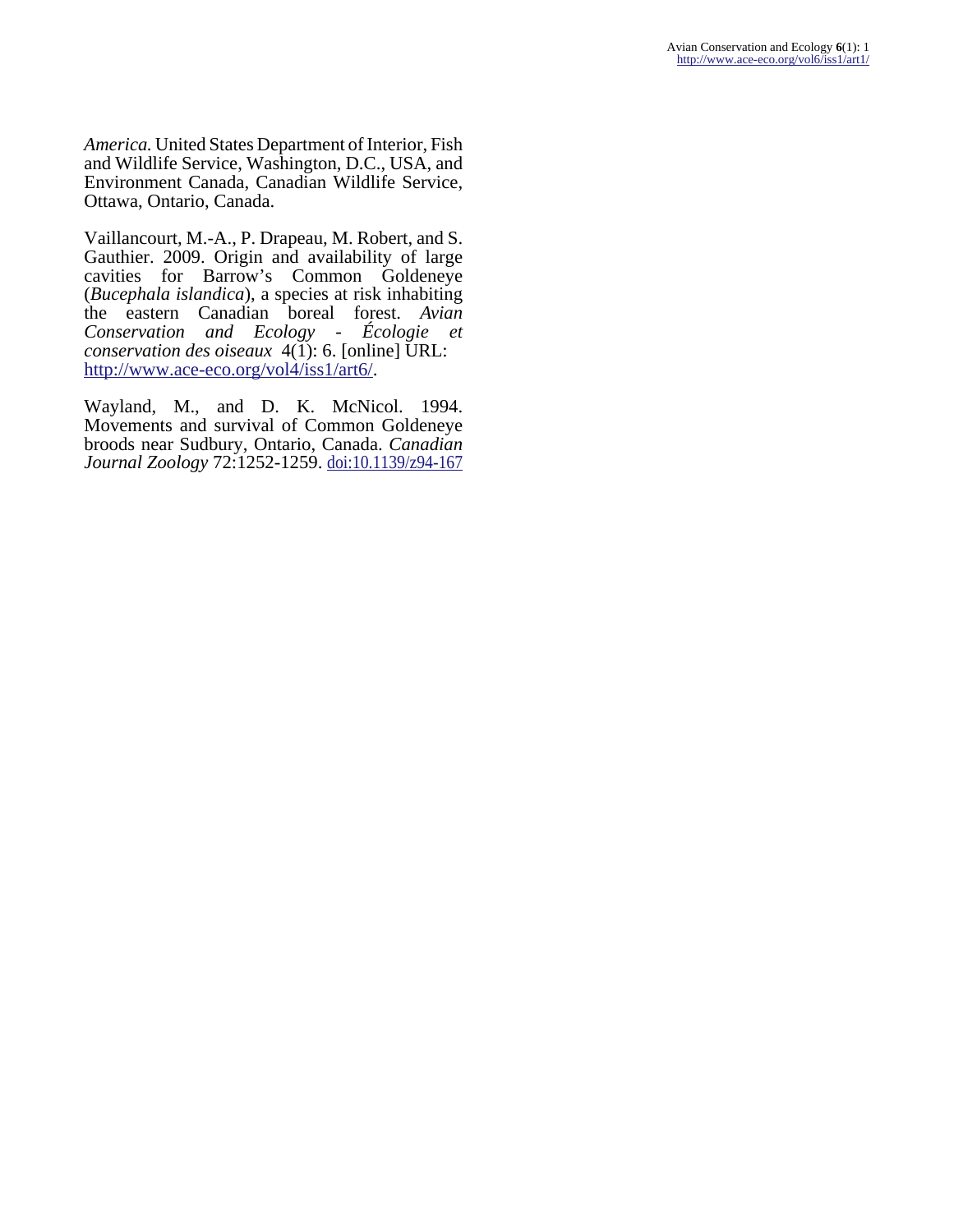*America.* United States Department of Interior, Fish and Wildlife Service, Washington, D.C., USA, and Environment Canada, Canadian Wildlife Service, Ottawa, Ontario, Canada.

Vaillancourt, M.-A., P. Drapeau, M. Robert, and S. Gauthier. 2009. Origin and availability of large cavities for Barrow's Common Goldeneye (*Bucephala islandica*), a species at risk inhabiting the eastern Canadian boreal forest. *Avian Conservation and Ecology - Écologie et conservation des oiseaux* 4(1): 6. [online] URL: http://www.ace-eco.org/vol4/iss1/art6/.

Wayland, M., and D. K. McNicol. 1994. Movements and survival of Common Goldeneye broods near Sudbury, Ontario, Canada. *Canadian Journal Zoology* 72:1252-1259. doi:10.1139/z94-167